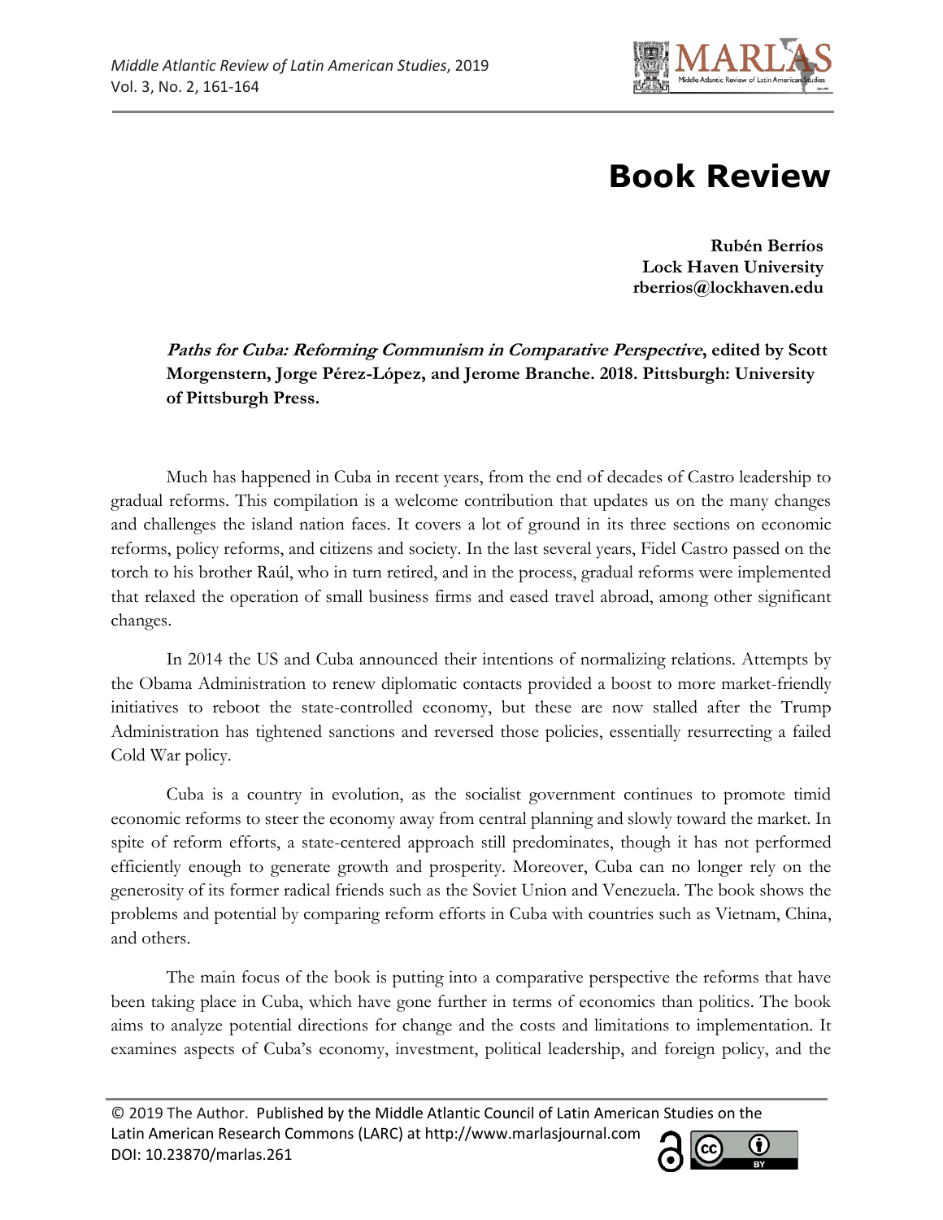# Book Review

**Rubén Berríos**
**Lock Haven University**
**rberrios@lockhaven.edu**

***Paths for Cuba: Reforming Communism in Comparative Perspective*, edited by Scott Morgenstern, Jorge Pérez-López, and Jerome Branche. 2018. Pittsburgh: University of Pittsburgh Press.**

Much has happened in Cuba in recent years, from the end of decades of Castro leadership to gradual reforms. This compilation is a welcome contribution that updates us on the many changes and challenges the island nation faces. It covers a lot of ground in its three sections on economic reforms, policy reforms, and citizens and society. In the last several years, Fidel Castro passed on the torch to his brother Raúl, who in turn retired, and in the process, gradual reforms were implemented that relaxed the operation of small business firms and eased travel abroad, among other significant changes.

In 2014 the US and Cuba announced their intentions of normalizing relations. Attempts by the Obama Administration to renew diplomatic contacts provided a boost to more market-friendly initiatives to reboot the state-controlled economy, but these are now stalled after the Trump Administration has tightened sanctions and reversed those policies, essentially resurrecting a failed Cold War policy.

Cuba is a country in evolution, as the socialist government continues to promote timid economic reforms to steer the economy away from central planning and slowly toward the market. In spite of reform efforts, a state-centered approach still predominates, though it has not performed efficiently enough to generate growth and prosperity. Moreover, Cuba can no longer rely on the generosity of its former radical friends such as the Soviet Union and Venezuela. The book shows the problems and potential by comparing reform efforts in Cuba with countries such as Vietnam, China, and others.

The main focus of the book is putting into a comparative perspective the reforms that have been taking place in Cuba, which have gone further in terms of economics than politics. The book aims to analyze potential directions for change and the costs and limitations to implementation. It examines aspects of Cuba's economy, investment, political leadership, and foreign policy, and the

© 2019 The Author. Published by the Middle Atlantic Council of Latin American Studies on the Latin American Research Commons (LARC) at http://www.marlasjournal.com
DOI: 10.23870/marlas.261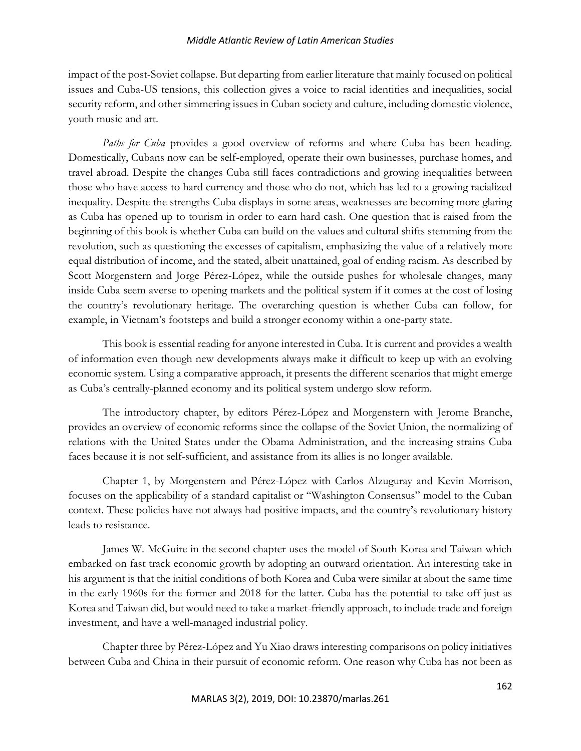impact of the post-Soviet collapse. But departing from earlier literature that mainly focused on political issues and Cuba-US tensions, this collection gives a voice to racial identities and inequalities, social security reform, and other simmering issues in Cuban society and culture, including domestic violence, youth music and art.

*Paths for Cuba* provides a good overview of reforms and where Cuba has been heading. Domestically, Cubans now can be self-employed, operate their own businesses, purchase homes, and travel abroad. Despite the changes Cuba still faces contradictions and growing inequalities between those who have access to hard currency and those who do not, which has led to a growing racialized inequality. Despite the strengths Cuba displays in some areas, weaknesses are becoming more glaring as Cuba has opened up to tourism in order to earn hard cash. One question that is raised from the beginning of this book is whether Cuba can build on the values and cultural shifts stemming from the revolution, such as questioning the excesses of capitalism, emphasizing the value of a relatively more equal distribution of income, and the stated, albeit unattained, goal of ending racism. As described by Scott Morgenstern and Jorge Pérez-López, while the outside pushes for wholesale changes, many inside Cuba seem averse to opening markets and the political system if it comes at the cost of losing the country's revolutionary heritage. The overarching question is whether Cuba can follow, for example, in Vietnam's footsteps and build a stronger economy within a one-party state.

This book is essential reading for anyone interested in Cuba. It is current and provides a wealth of information even though new developments always make it difficult to keep up with an evolving economic system. Using a comparative approach, it presents the different scenarios that might emerge as Cuba's centrally-planned economy and its political system undergo slow reform.

The introductory chapter, by editors Pérez-López and Morgenstern with Jerome Branche, provides an overview of economic reforms since the collapse of the Soviet Union, the normalizing of relations with the United States under the Obama Administration, and the increasing strains Cuba faces because it is not self-sufficient, and assistance from its allies is no longer available.

Chapter 1, by Morgenstern and Pérez-López with Carlos Alzuguray and Kevin Morrison, focuses on the applicability of a standard capitalist or "Washington Consensus" model to the Cuban context. These policies have not always had positive impacts, and the country's revolutionary history leads to resistance.

James W. McGuire in the second chapter uses the model of South Korea and Taiwan which embarked on fast track economic growth by adopting an outward orientation. An interesting take in his argument is that the initial conditions of both Korea and Cuba were similar at about the same time in the early 1960s for the former and 2018 for the latter. Cuba has the potential to take off just as Korea and Taiwan did, but would need to take a market-friendly approach, to include trade and foreign investment, and have a well-managed industrial policy.

Chapter three by Pérez-López and Yu Xiao draws interesting comparisons on policy initiatives between Cuba and China in their pursuit of economic reform. One reason why Cuba has not been as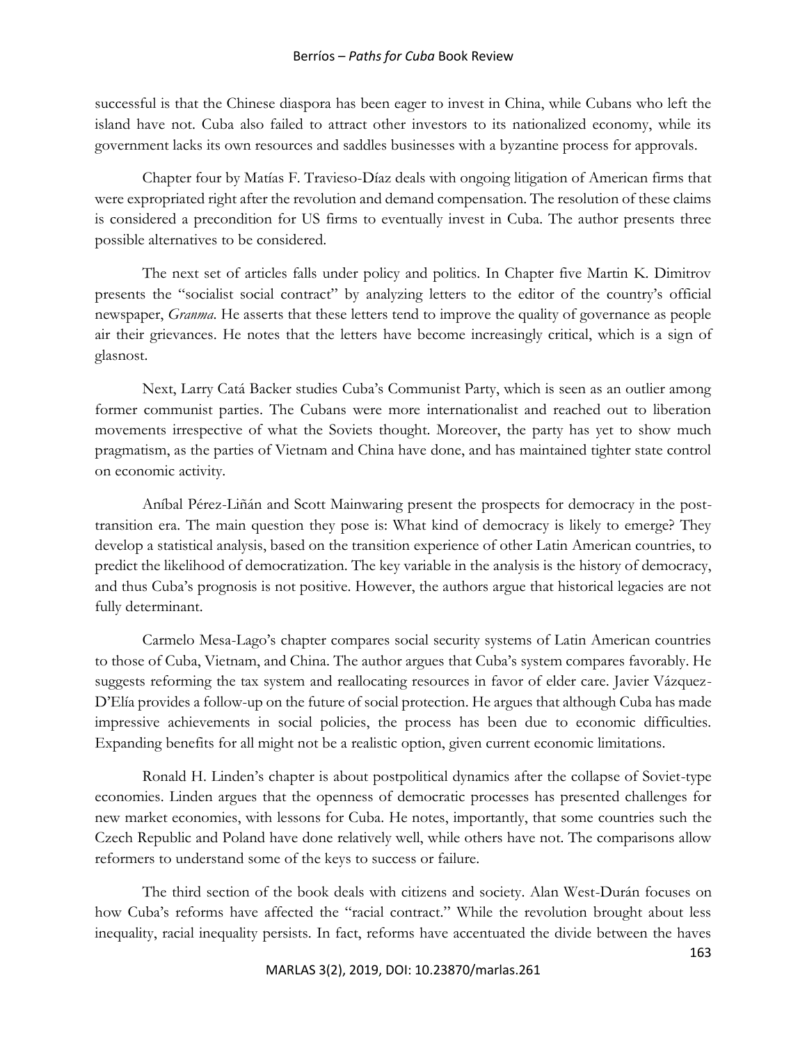successful is that the Chinese diaspora has been eager to invest in China, while Cubans who left the island have not. Cuba also failed to attract other investors to its nationalized economy, while its government lacks its own resources and saddles businesses with a byzantine process for approvals.

Chapter four by Matías F. Travieso-Díaz deals with ongoing litigation of American firms that were expropriated right after the revolution and demand compensation. The resolution of these claims is considered a precondition for US firms to eventually invest in Cuba. The author presents three possible alternatives to be considered.

The next set of articles falls under policy and politics. In Chapter five Martin K. Dimitrov presents the "socialist social contract" by analyzing letters to the editor of the country's official newspaper, *Granma*. He asserts that these letters tend to improve the quality of governance as people air their grievances. He notes that the letters have become increasingly critical, which is a sign of glasnost.

Next, Larry Catá Backer studies Cuba's Communist Party, which is seen as an outlier among former communist parties. The Cubans were more internationalist and reached out to liberation movements irrespective of what the Soviets thought. Moreover, the party has yet to show much pragmatism, as the parties of Vietnam and China have done, and has maintained tighter state control on economic activity.

Aníbal Pérez-Liñán and Scott Mainwaring present the prospects for democracy in the post-transition era. The main question they pose is: What kind of democracy is likely to emerge? They develop a statistical analysis, based on the transition experience of other Latin American countries, to predict the likelihood of democratization. The key variable in the analysis is the history of democracy, and thus Cuba's prognosis is not positive. However, the authors argue that historical legacies are not fully determinant.

Carmelo Mesa-Lago's chapter compares social security systems of Latin American countries to those of Cuba, Vietnam, and China. The author argues that Cuba's system compares favorably. He suggests reforming the tax system and reallocating resources in favor of elder care. Javier Vázquez-D'Elía provides a follow-up on the future of social protection. He argues that although Cuba has made impressive achievements in social policies, the process has been due to economic difficulties. Expanding benefits for all might not be a realistic option, given current economic limitations.

Ronald H. Linden's chapter is about postpolitical dynamics after the collapse of Soviet-type economies. Linden argues that the openness of democratic processes has presented challenges for new market economies, with lessons for Cuba. He notes, importantly, that some countries such the Czech Republic and Poland have done relatively well, while others have not. The comparisons allow reformers to understand some of the keys to success or failure.

The third section of the book deals with citizens and society. Alan West-Durán focuses on how Cuba's reforms have affected the "racial contract." While the revolution brought about less inequality, racial inequality persists. In fact, reforms have accentuated the divide between the haves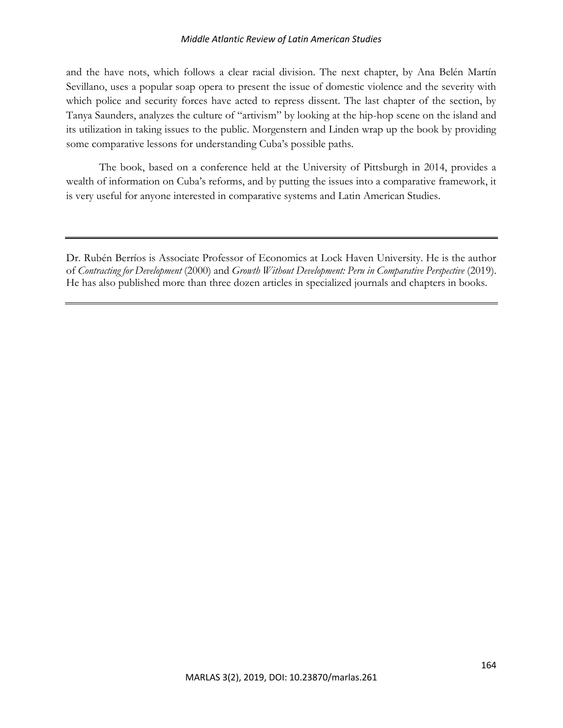and the have nots, which follows a clear racial division. The next chapter, by Ana Belén Martín Sevillano, uses a popular soap opera to present the issue of domestic violence and the severity with which police and security forces have acted to repress dissent. The last chapter of the section, by Tanya Saunders, analyzes the culture of "artivism" by looking at the hip-hop scene on the island and its utilization in taking issues to the public. Morgenstern and Linden wrap up the book by providing some comparative lessons for understanding Cuba's possible paths.

The book, based on a conference held at the University of Pittsburgh in 2014, provides a wealth of information on Cuba's reforms, and by putting the issues into a comparative framework, it is very useful for anyone interested in comparative systems and Latin American Studies.

---

Dr. Rubén Berríos is Associate Professor of Economics at Lock Haven University. He is the author of *Contracting for Development* (2000) and *Growth Without Development: Peru in Comparative Perspective* (2019). He has also published more than three dozen articles in specialized journals and chapters in books.

---